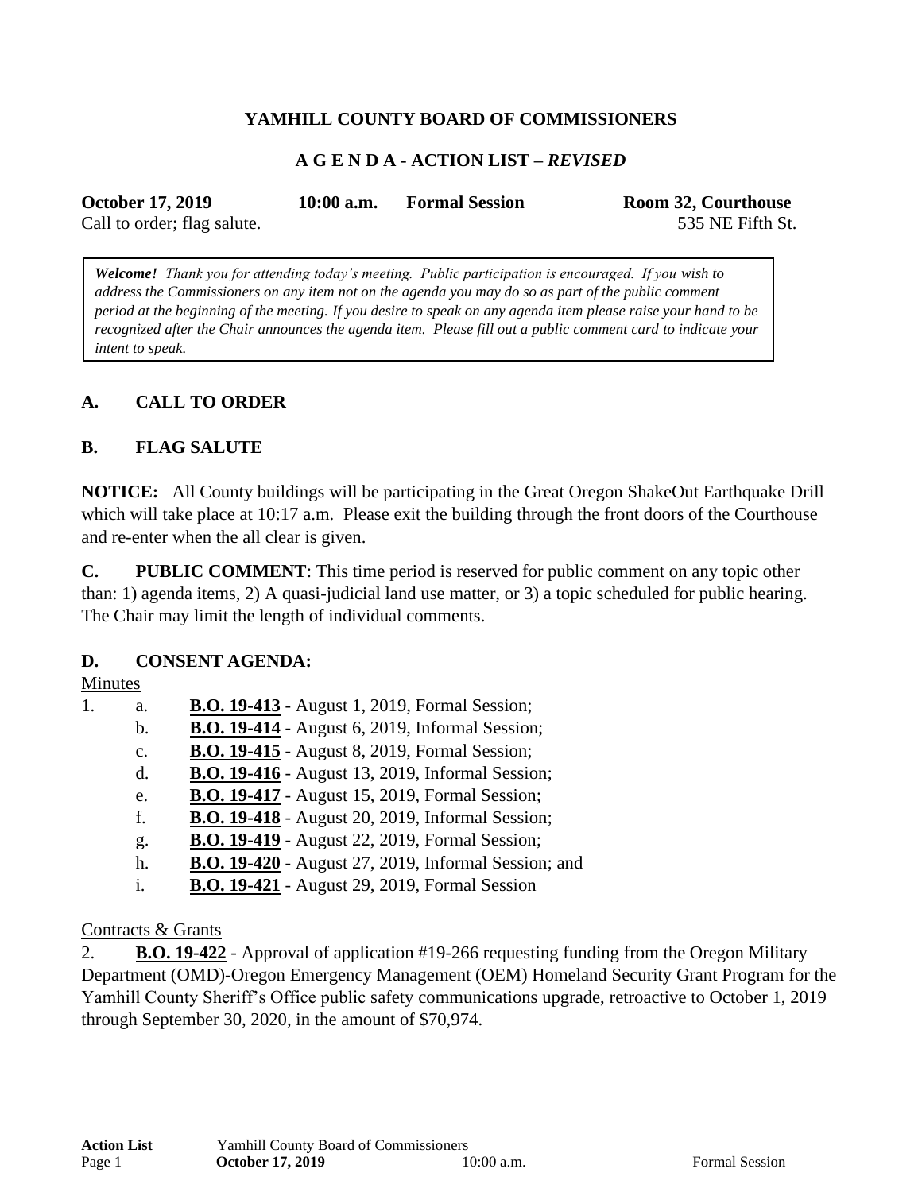**YAMHILL COUNTY BOARD OF COMMISSIONERS**

**A G E N D A - ACTION LIST –** ***REVISED***

**October 17, 2019** **10:00 a.m.** **Formal Session** **Room 32, Courthouse**
Call to order; flag salute. 535 NE Fifth St.

> ***Welcome!*** *Thank you for attending today's meeting. Public participation is encouraged. If you wish to address the Commissioners on any item not on the agenda you may do so as part of the public comment period at the beginning of the meeting. If you desire to speak on any agenda item please raise your hand to be recognized after the Chair announces the agenda item. Please fill out a public comment card to indicate your intent to speak.*

## A. CALL TO ORDER

## B. FLAG SALUTE

**NOTICE:** All County buildings will be participating in the Great Oregon ShakeOut Earthquake Drill which will take place at 10:17 a.m. Please exit the building through the front doors of the Courthouse and re-enter when the all clear is given.

**C. PUBLIC COMMENT**: This time period is reserved for public comment on any topic other than: 1) agenda items, 2) A quasi-judicial land use matter, or 3) a topic scheduled for public hearing. The Chair may limit the length of individual comments.

## D. CONSENT AGENDA:

Minutes

1.
   a. **B.O. 19-413** - August 1, 2019, Formal Session;
   b. **B.O. 19-414** - August 6, 2019, Informal Session;
   c. **B.O. 19-415** - August 8, 2019, Formal Session;
   d. **B.O. 19-416** - August 13, 2019, Informal Session;
   e. **B.O. 19-417** - August 15, 2019, Formal Session;
   f. **B.O. 19-418** - August 20, 2019, Informal Session;
   g. **B.O. 19-419** - August 22, 2019, Formal Session;
   h. **B.O. 19-420** - August 27, 2019, Informal Session; and
   i. **B.O. 19-421** - August 29, 2019, Formal Session

Contracts & Grants

2. **B.O. 19-422** - Approval of application #19-266 requesting funding from the Oregon Military Department (OMD)-Oregon Emergency Management (OEM) Homeland Security Grant Program for the Yamhill County Sheriff's Office public safety communications upgrade, retroactive to October 1, 2019 through September 30, 2020, in the amount of $70,974.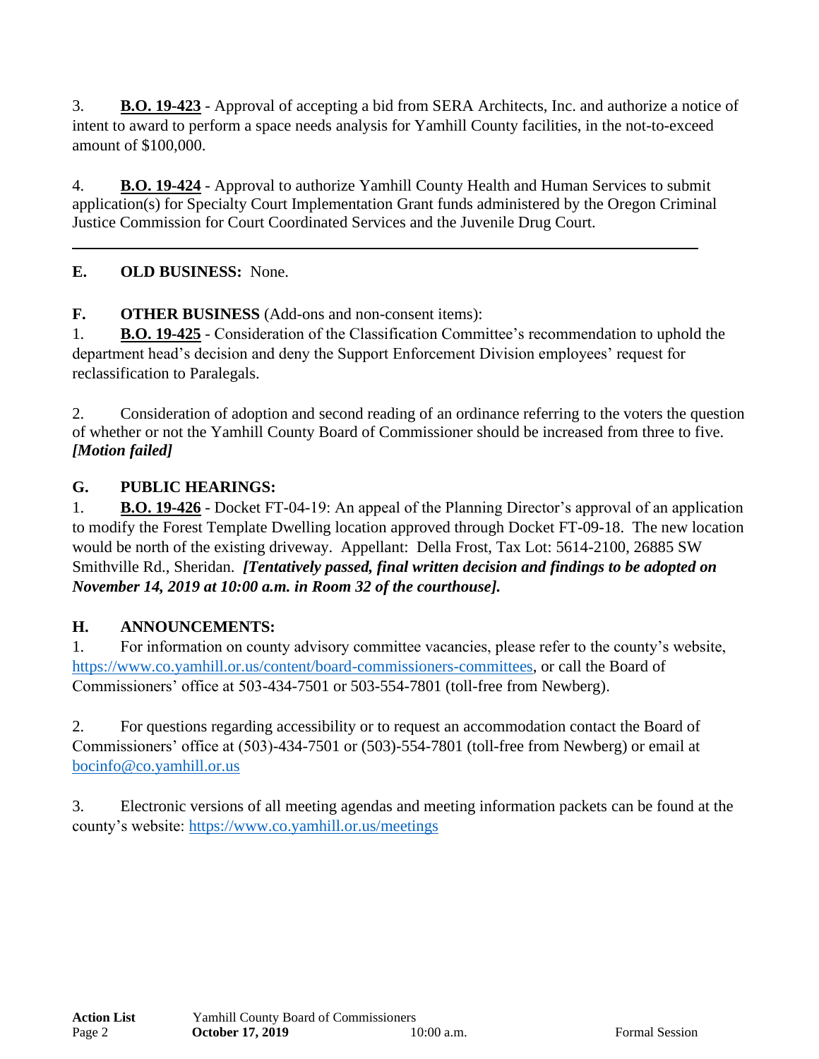3. **B.O. 19-423** - Approval of accepting a bid from SERA Architects, Inc. and authorize a notice of intent to award to perform a space needs analysis for Yamhill County facilities, in the not-to-exceed amount of $100,000.

4. **B.O. 19-424** - Approval to authorize Yamhill County Health and Human Services to submit application(s) for Specialty Court Implementation Grant funds administered by the Oregon Criminal Justice Commission for Court Coordinated Services and the Juvenile Drug Court.

---

**E. OLD BUSINESS:** None.

**F. OTHER BUSINESS** (Add-ons and non-consent items):

1. **B.O. 19-425** - Consideration of the Classification Committee's recommendation to uphold the department head's decision and deny the Support Enforcement Division employees' request for reclassification to Paralegals.

2. Consideration of adoption and second reading of an ordinance referring to the voters the question of whether or not the Yamhill County Board of Commissioner should be increased from three to five. ***[Motion failed]***

**G. PUBLIC HEARINGS:**

1. **B.O. 19-426** - Docket FT-04-19: An appeal of the Planning Director's approval of an application to modify the Forest Template Dwelling location approved through Docket FT-09-18. The new location would be north of the existing driveway. Appellant: Della Frost, Tax Lot: 5614-2100, 26885 SW Smithville Rd., Sheridan. ***[Tentatively passed, final written decision and findings to be adopted on November 14, 2019 at 10:00 a.m. in Room 32 of the courthouse].***

**H. ANNOUNCEMENTS:**

1. For information on county advisory committee vacancies, please refer to the county's website, https://www.co.yamhill.or.us/content/board-commissioners-committees, or call the Board of Commissioners' office at 503-434-7501 or 503-554-7801 (toll-free from Newberg).

2. For questions regarding accessibility or to request an accommodation contact the Board of Commissioners' office at (503)-434-7501 or (503)-554-7801 (toll-free from Newberg) or email at bocinfo@co.yamhill.or.us

3. Electronic versions of all meeting agendas and meeting information packets can be found at the county's website: https://www.co.yamhill.or.us/meetings